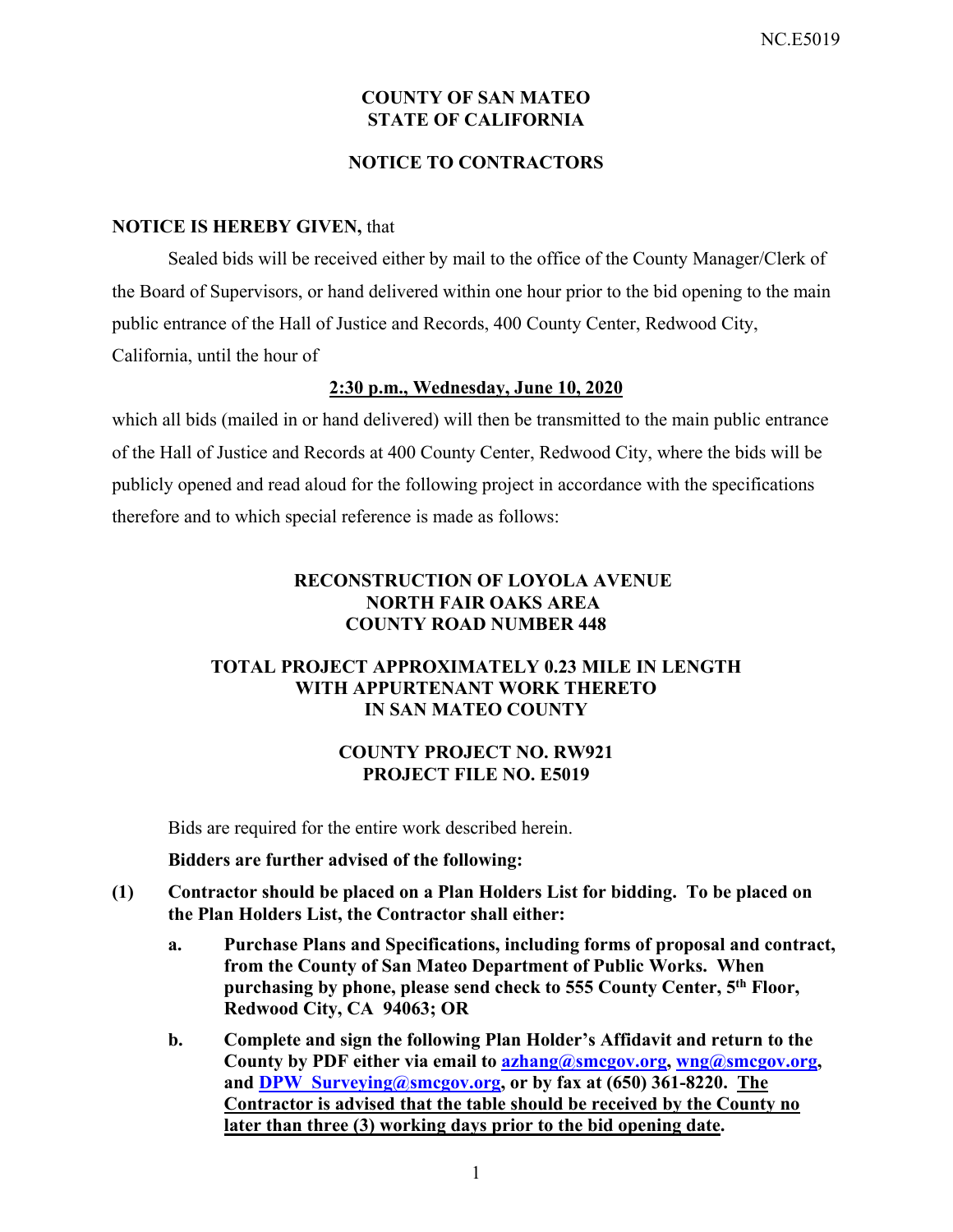**COUNTY OF SAN MATEO**
**STATE OF CALIFORNIA**

**NOTICE TO CONTRACTORS**

**NOTICE IS HEREBY GIVEN,** that

Sealed bids will be received either by mail to the office of the County Manager/Clerk of the Board of Supervisors, or hand delivered within one hour prior to the bid opening to the main public entrance of the Hall of Justice and Records, 400 County Center, Redwood City, California, until the hour of

**2:30 p.m., Wednesday, June 10, 2020**

which all bids (mailed in or hand delivered) will then be transmitted to the main public entrance of the Hall of Justice and Records at 400 County Center, Redwood City, where the bids will be publicly opened and read aloud for the following project in accordance with the specifications therefore and to which special reference is made as follows:

**RECONSTRUCTION OF LOYOLA AVENUE**
**NORTH FAIR OAKS AREA**
**COUNTY ROAD NUMBER 448**

**TOTAL PROJECT APPROXIMATELY 0.23 MILE IN LENGTH**
**WITH APPURTENANT WORK THERETO**
**IN SAN MATEO COUNTY**

**COUNTY PROJECT NO. RW921**
**PROJECT FILE NO. E5019**

Bids are required for the entire work described herein.

**Bidders are further advised of the following:**

**(1) Contractor should be placed on a Plan Holders List for bidding. To be placed on the Plan Holders List, the Contractor shall either:**

**a. Purchase Plans and Specifications, including forms of proposal and contract, from the County of San Mateo Department of Public Works. When purchasing by phone, please send check to 555 County Center, 5th Floor, Redwood City, CA 94063; OR**

**b. Complete and sign the following Plan Holder's Affidavit and return to the County by PDF either via email to azhang@smcgov.org, wng@smcgov.org, and DPW_Surveying@smcgov.org, or by fax at (650) 361-8220. The Contractor is advised that the table should be received by the County no later than three (3) working days prior to the bid opening date.**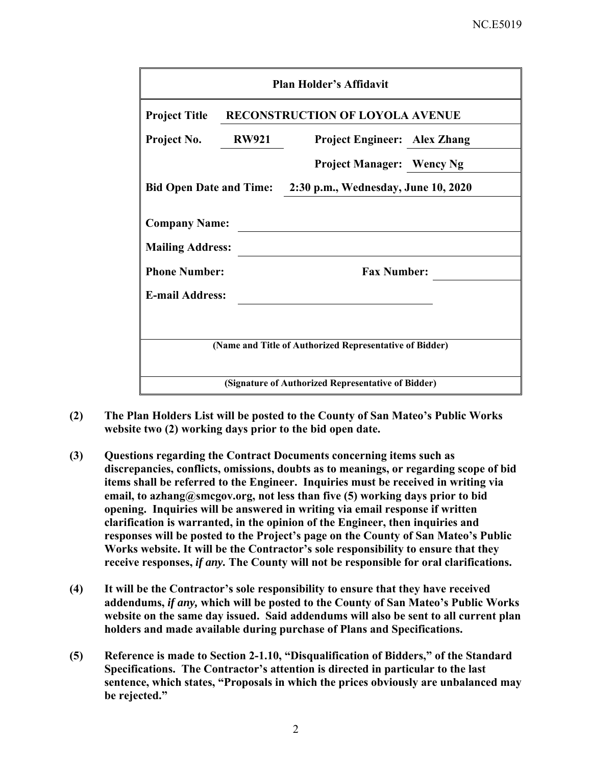| Plan Holder's Affidavit | | | |
|---|---|---|---|
| **Project Title** | **RECONSTRUCTION OF LOYOLA AVENUE** | | |
| **Project No.** | **RW921** | **Project Engineer:** | **Alex Zhang** |
| | | **Project Manager:** | **Wency Ng** |
| **Bid Open Date and Time:** | **2:30 p.m., Wednesday, June 10, 2020** | | |
| **Company Name:** | | | |
| **Mailing Address:** | | | |
| **Phone Number:** | | **Fax Number:** | |
| **E-mail Address:** | | | |
| **(Name and Title of Authorized Representative of Bidder)** | | | |
| **(Signature of Authorized Representative of Bidder)** | | | |

**(2)** **The Plan Holders List will be posted to the County of San Mateo's Public Works website two (2) working days prior to the bid open date.**

**(3)** **Questions regarding the Contract Documents concerning items such as discrepancies, conflicts, omissions, doubts as to meanings, or regarding scope of bid items shall be referred to the Engineer. Inquiries must be received in writing via email, to azhang@smcgov.org, not less than five (5) working days prior to bid opening. Inquiries will be answered in writing via email response if written clarification is warranted, in the opinion of the Engineer, then inquiries and responses will be posted to the Project's page on the County of San Mateo's Public Works website. It will be the Contractor's sole responsibility to ensure that they receive responses, *if any.* The County will not be responsible for oral clarifications.**

**(4)** **It will be the Contractor's sole responsibility to ensure that they have received addendums, *if any,* which will be posted to the County of San Mateo's Public Works website on the same day issued. Said addendums will also be sent to all current plan holders and made available during purchase of Plans and Specifications.**

**(5)** **Reference is made to Section 2-1.10, "Disqualification of Bidders," of the Standard Specifications. The Contractor's attention is directed in particular to the last sentence, which states, "Proposals in which the prices obviously are unbalanced may be rejected."**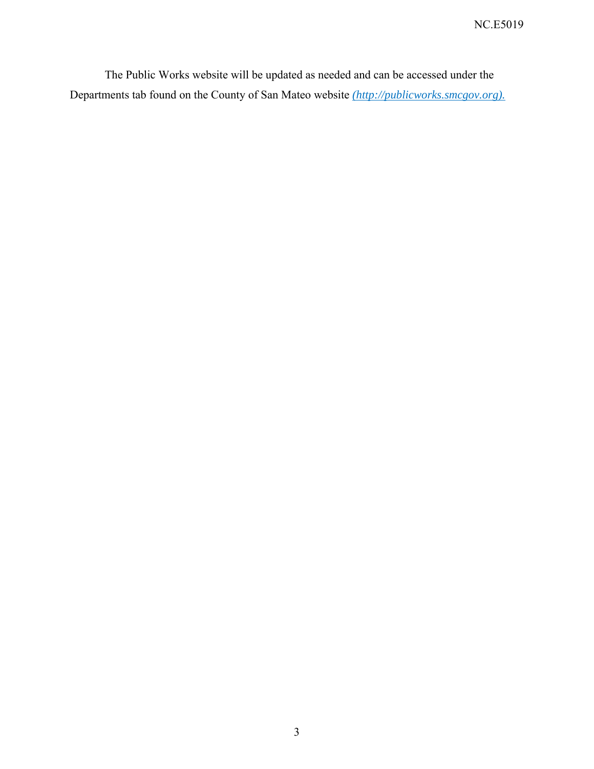The Public Works website will be updated as needed and can be accessed under the Departments tab found on the County of San Mateo website *(http://publicworks.smcgov.org).*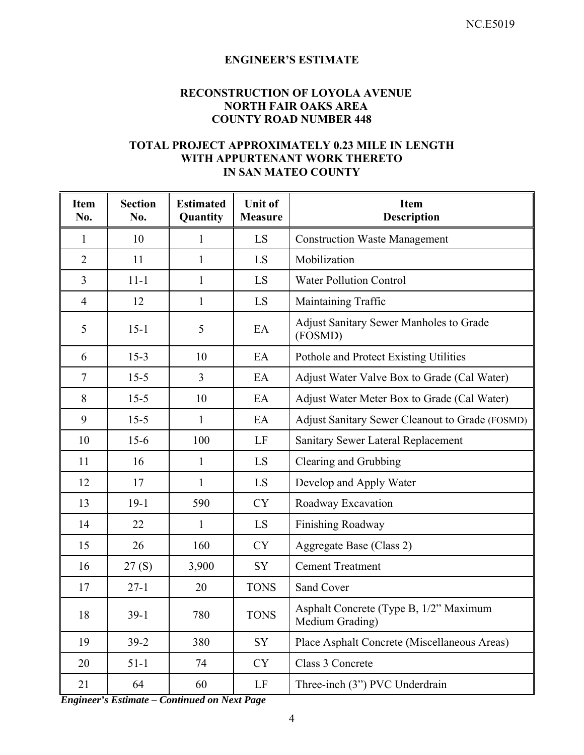## ENGINEER'S ESTIMATE

### RECONSTRUCTION OF LOYOLA AVENUE
### NORTH FAIR OAKS AREA
### COUNTY ROAD NUMBER 448

### TOTAL PROJECT APPROXIMATELY 0.23 MILE IN LENGTH WITH APPURTENANT WORK THERETO IN SAN MATEO COUNTY

| Item No. | Section No. | Estimated Quantity | Unit of Measure | Item Description |
|---|---|---|---|---|
| 1 | 10 | 1 | LS | Construction Waste Management |
| 2 | 11 | 1 | LS | Mobilization |
| 3 | 11-1 | 1 | LS | Water Pollution Control |
| 4 | 12 | 1 | LS | Maintaining Traffic |
| 5 | 15-1 | 5 | EA | Adjust Sanitary Sewer Manholes to Grade (FOSMD) |
| 6 | 15-3 | 10 | EA | Pothole and Protect Existing Utilities |
| 7 | 15-5 | 3 | EA | Adjust Water Valve Box to Grade (Cal Water) |
| 8 | 15-5 | 10 | EA | Adjust Water Meter Box to Grade (Cal Water) |
| 9 | 15-5 | 1 | EA | Adjust Sanitary Sewer Cleanout to Grade (FOSMD) |
| 10 | 15-6 | 100 | LF | Sanitary Sewer Lateral Replacement |
| 11 | 16 | 1 | LS | Clearing and Grubbing |
| 12 | 17 | 1 | LS | Develop and Apply Water |
| 13 | 19-1 | 590 | CY | Roadway Excavation |
| 14 | 22 | 1 | LS | Finishing Roadway |
| 15 | 26 | 160 | CY | Aggregate Base (Class 2) |
| 16 | 27 (S) | 3,900 | SY | Cement Treatment |
| 17 | 27-1 | 20 | TONS | Sand Cover |
| 18 | 39-1 | 780 | TONS | Asphalt Concrete (Type B, 1/2" Maximum Medium Grading) |
| 19 | 39-2 | 380 | SY | Place Asphalt Concrete (Miscellaneous Areas) |
| 20 | 51-1 | 74 | CY | Class 3 Concrete |
| 21 | 64 | 60 | LF | Three-inch (3") PVC Underdrain |

***Engineer's Estimate – Continued on Next Page***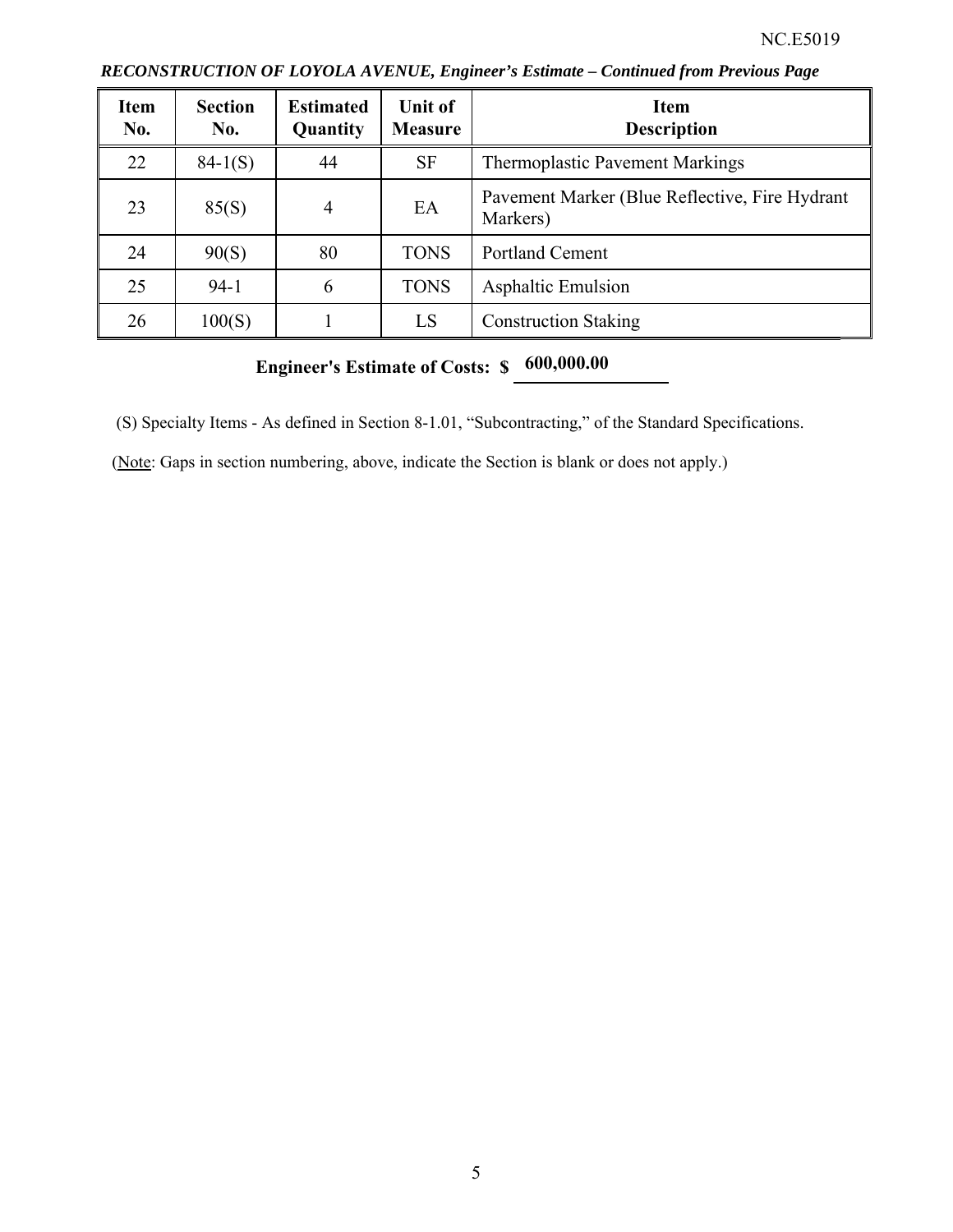*RECONSTRUCTION OF LOYOLA AVENUE, Engineer's Estimate – Continued from Previous Page*

| Item No. | Section No. | Estimated Quantity | Unit of Measure | Item Description |
|---|---|---|---|---|
| 22 | 84-1(S) | 44 | SF | Thermoplastic Pavement Markings |
| 23 | 85(S) | 4 | EA | Pavement Marker (Blue Reflective, Fire Hydrant Markers) |
| 24 | 90(S) | 80 | TONS | Portland Cement |
| 25 | 94-1 | 6 | TONS | Asphaltic Emulsion |
| 26 | 100(S) | 1 | LS | Construction Staking |

**Engineer's Estimate of Costs: $ 600,000.00**

(S) Specialty Items - As defined in Section 8-1.01, "Subcontracting," of the Standard Specifications.

(Note: Gaps in section numbering, above, indicate the Section is blank or does not apply.)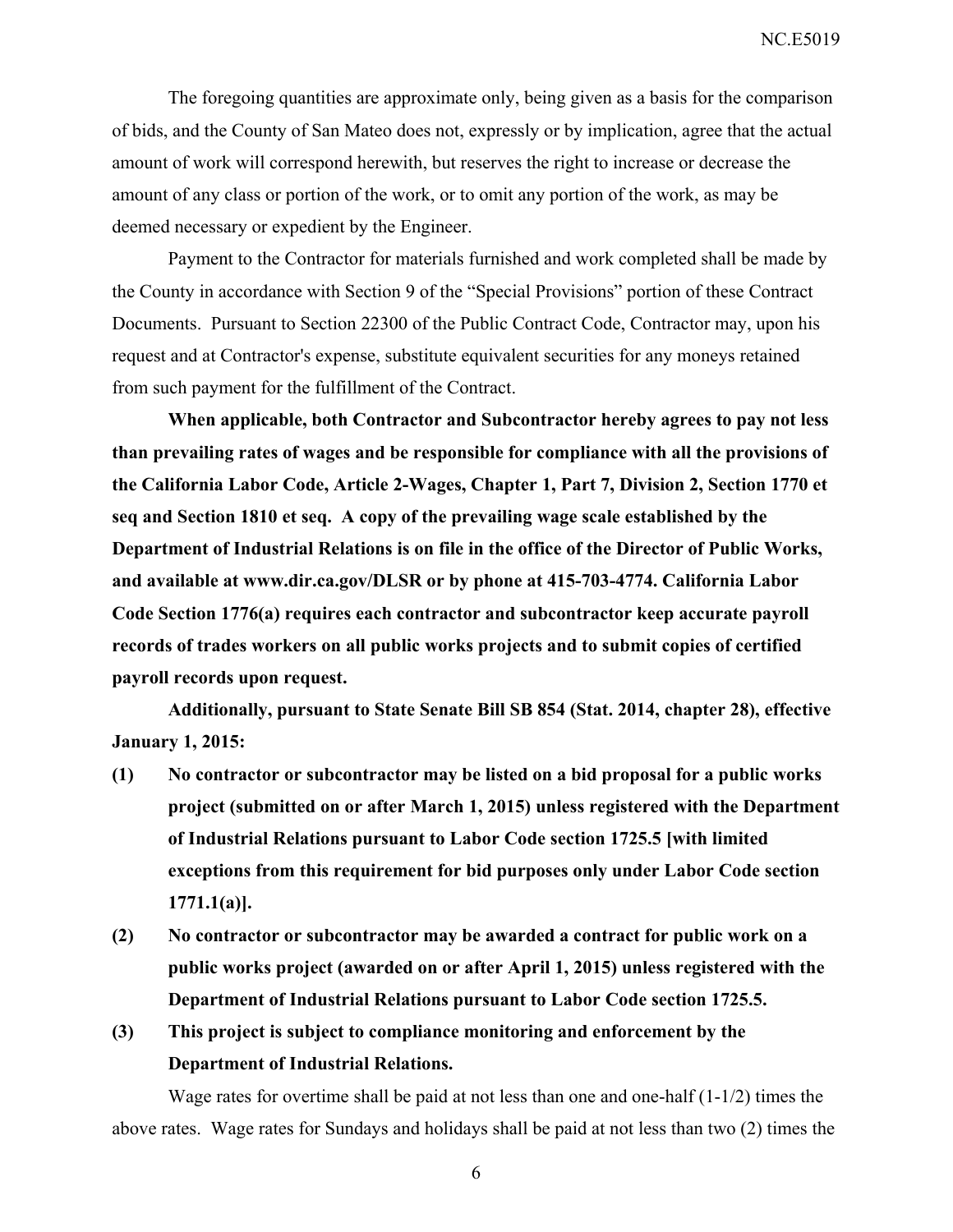The foregoing quantities are approximate only, being given as a basis for the comparison of bids, and the County of San Mateo does not, expressly or by implication, agree that the actual amount of work will correspond herewith, but reserves the right to increase or decrease the amount of any class or portion of the work, or to omit any portion of the work, as may be deemed necessary or expedient by the Engineer.

Payment to the Contractor for materials furnished and work completed shall be made by the County in accordance with Section 9 of the "Special Provisions" portion of these Contract Documents. Pursuant to Section 22300 of the Public Contract Code, Contractor may, upon his request and at Contractor's expense, substitute equivalent securities for any moneys retained from such payment for the fulfillment of the Contract.

**When applicable, both Contractor and Subcontractor hereby agrees to pay not less than prevailing rates of wages and be responsible for compliance with all the provisions of the California Labor Code, Article 2-Wages, Chapter 1, Part 7, Division 2, Section 1770 et seq and Section 1810 et seq. A copy of the prevailing wage scale established by the Department of Industrial Relations is on file in the office of the Director of Public Works, and available at www.dir.ca.gov/DLSR or by phone at 415-703-4774. California Labor Code Section 1776(a) requires each contractor and subcontractor keep accurate payroll records of trades workers on all public works projects and to submit copies of certified payroll records upon request.**

**Additionally, pursuant to State Senate Bill SB 854 (Stat. 2014, chapter 28), effective January 1, 2015:**

**(1) No contractor or subcontractor may be listed on a bid proposal for a public works project (submitted on or after March 1, 2015) unless registered with the Department of Industrial Relations pursuant to Labor Code section 1725.5 [with limited exceptions from this requirement for bid purposes only under Labor Code section 1771.1(a)].**

**(2) No contractor or subcontractor may be awarded a contract for public work on a public works project (awarded on or after April 1, 2015) unless registered with the Department of Industrial Relations pursuant to Labor Code section 1725.5.**

**(3) This project is subject to compliance monitoring and enforcement by the Department of Industrial Relations.**

Wage rates for overtime shall be paid at not less than one and one-half (1-1/2) times the above rates. Wage rates for Sundays and holidays shall be paid at not less than two (2) times the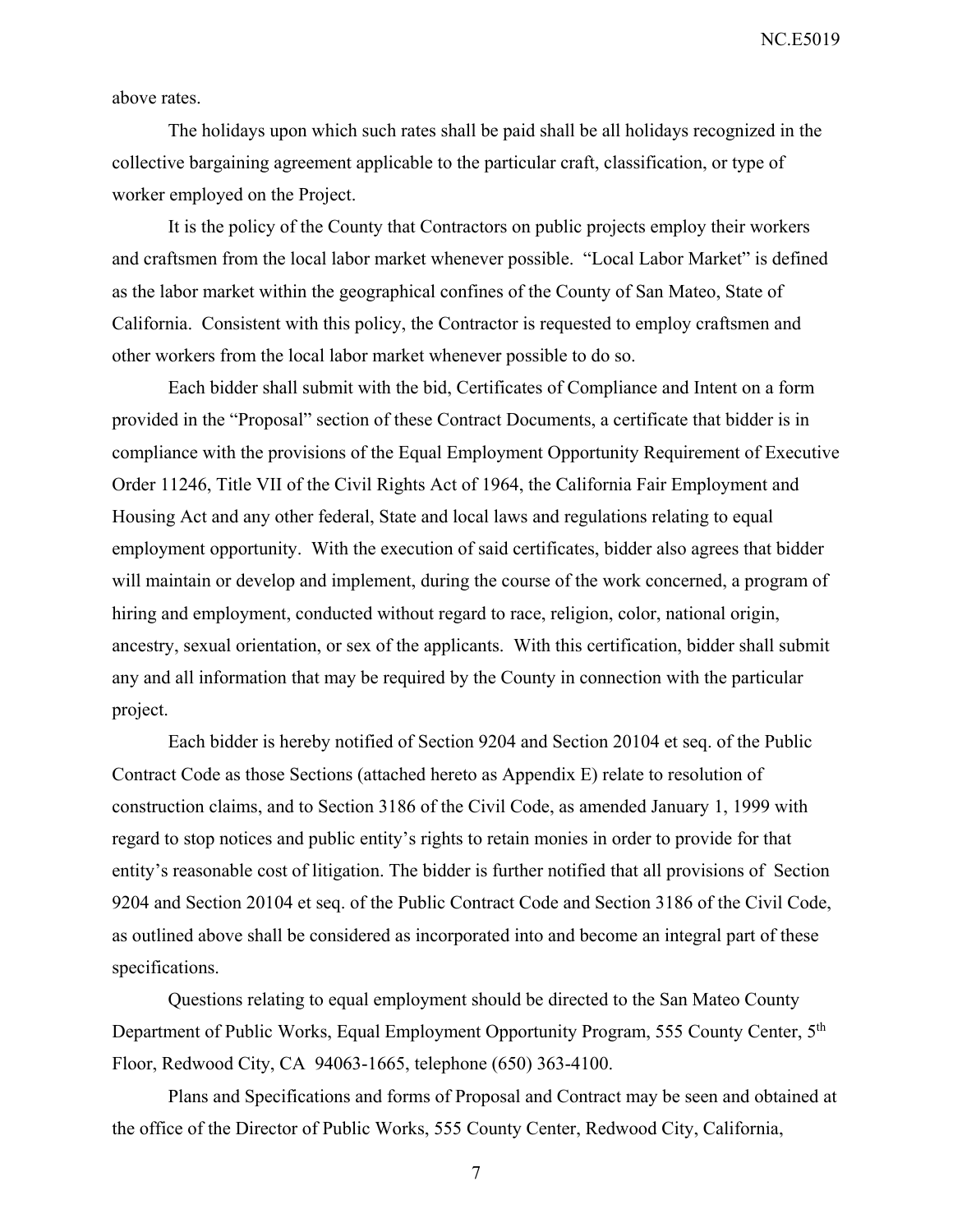above rates.

The holidays upon which such rates shall be paid shall be all holidays recognized in the collective bargaining agreement applicable to the particular craft, classification, or type of worker employed on the Project.

It is the policy of the County that Contractors on public projects employ their workers and craftsmen from the local labor market whenever possible. "Local Labor Market" is defined as the labor market within the geographical confines of the County of San Mateo, State of California. Consistent with this policy, the Contractor is requested to employ craftsmen and other workers from the local labor market whenever possible to do so.

Each bidder shall submit with the bid, Certificates of Compliance and Intent on a form provided in the "Proposal" section of these Contract Documents, a certificate that bidder is in compliance with the provisions of the Equal Employment Opportunity Requirement of Executive Order 11246, Title VII of the Civil Rights Act of 1964, the California Fair Employment and Housing Act and any other federal, State and local laws and regulations relating to equal employment opportunity. With the execution of said certificates, bidder also agrees that bidder will maintain or develop and implement, during the course of the work concerned, a program of hiring and employment, conducted without regard to race, religion, color, national origin, ancestry, sexual orientation, or sex of the applicants. With this certification, bidder shall submit any and all information that may be required by the County in connection with the particular project.

Each bidder is hereby notified of Section 9204 and Section 20104 et seq. of the Public Contract Code as those Sections (attached hereto as Appendix E) relate to resolution of construction claims, and to Section 3186 of the Civil Code, as amended January 1, 1999 with regard to stop notices and public entity's rights to retain monies in order to provide for that entity's reasonable cost of litigation. The bidder is further notified that all provisions of Section 9204 and Section 20104 et seq. of the Public Contract Code and Section 3186 of the Civil Code, as outlined above shall be considered as incorporated into and become an integral part of these specifications.

Questions relating to equal employment should be directed to the San Mateo County Department of Public Works, Equal Employment Opportunity Program, 555 County Center, 5th Floor, Redwood City, CA 94063-1665, telephone (650) 363-4100.

Plans and Specifications and forms of Proposal and Contract may be seen and obtained at the office of the Director of Public Works, 555 County Center, Redwood City, California,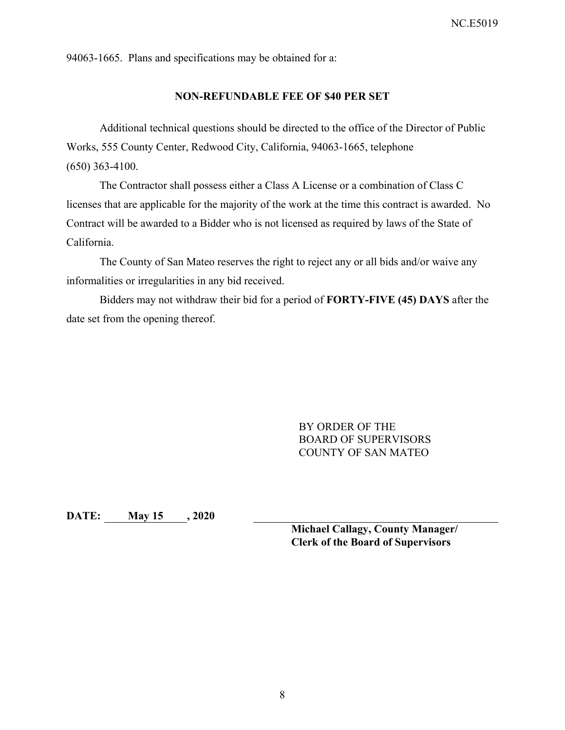94063-1665. Plans and specifications may be obtained for a:

**NON-REFUNDABLE FEE OF $40 PER SET**

Additional technical questions should be directed to the office of the Director of Public Works, 555 County Center, Redwood City, California, 94063-1665, telephone (650) 363-4100.

The Contractor shall possess either a Class A License or a combination of Class C licenses that are applicable for the majority of the work at the time this contract is awarded. No Contract will be awarded to a Bidder who is not licensed as required by laws of the State of California.

The County of San Mateo reserves the right to reject any or all bids and/or waive any informalities or irregularities in any bid received.

Bidders may not withdraw their bid for a period of **FORTY-FIVE (45) DAYS** after the date set from the opening thereof.

BY ORDER OF THE
BOARD OF SUPERVISORS
COUNTY OF SAN MATEO

**DATE: May 15 , 2020**

**Michael Callagy, County Manager/**
**Clerk of the Board of Supervisors**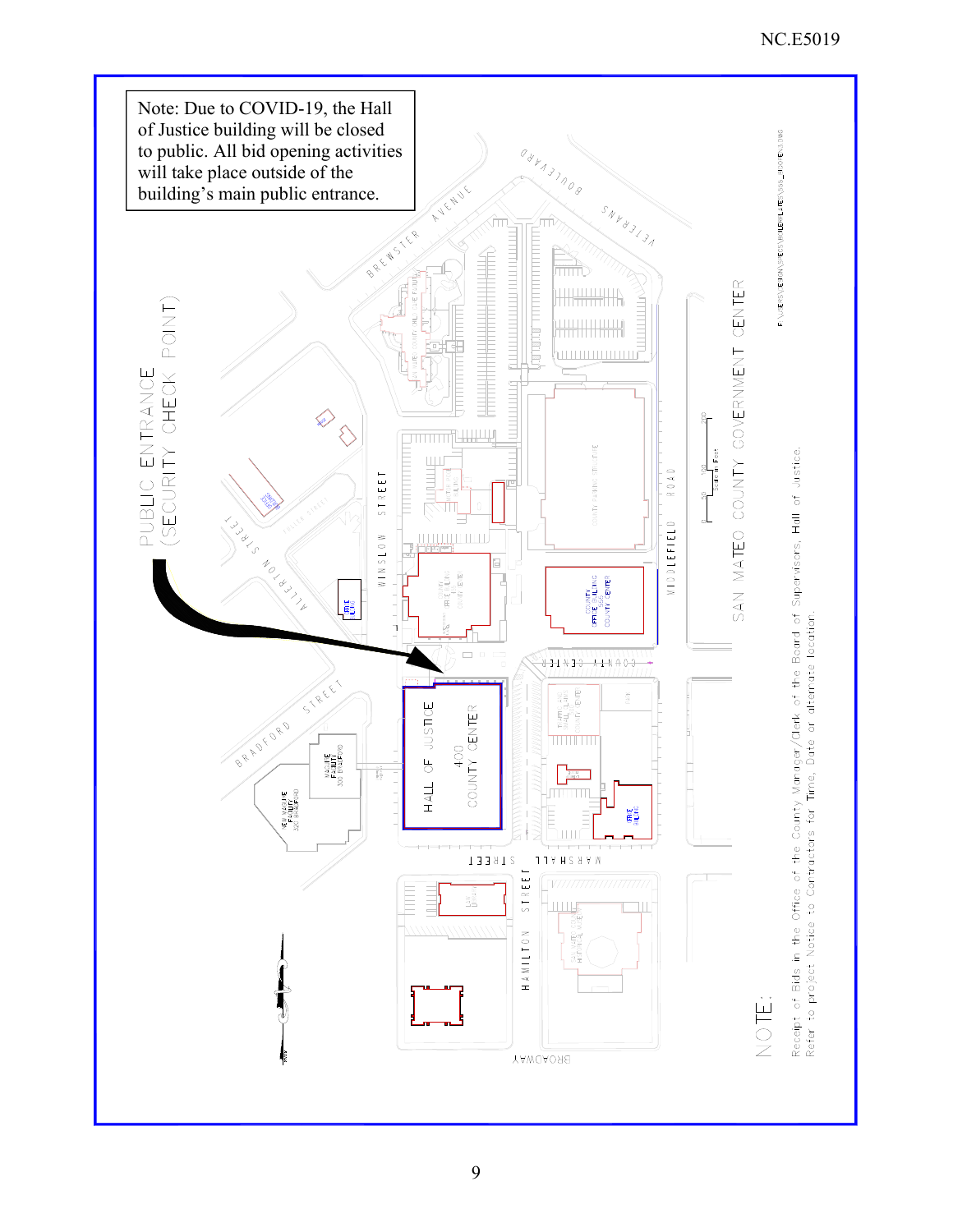Note: Due to COVID-19, the Hall of Justice building will be closed to public. All bid opening activities will take place outside of the building's main public entrance.

PUBLIC ENTRANCE (SECURITY CHECK POINT)

HALL OF JUSTICE

400 COUNTY CENTER

SAN MATEO COUNTY GOVERNMENT CENTER

BREWSTER AVENUE

VETERANS BOULEVARD

WINSLOW STREET

MIDDLEFIELD ROAD

ALLERTON STREET

BRADFORD STREET

COUNTY CENTER

MARSHALL STREET

HAMILTON STREET

BROADWAY

COUNTY OFFICE BUILDING 555 COUNTY CENTER

Scale in Feet

0 50 100 200

NOTE:

Receipt of Bids in the Office of the County Manager/Clerk of the Board of Supervisors, Hall of Justice.

Refer to project Notice to Contractors for Time, Date or alternate location.